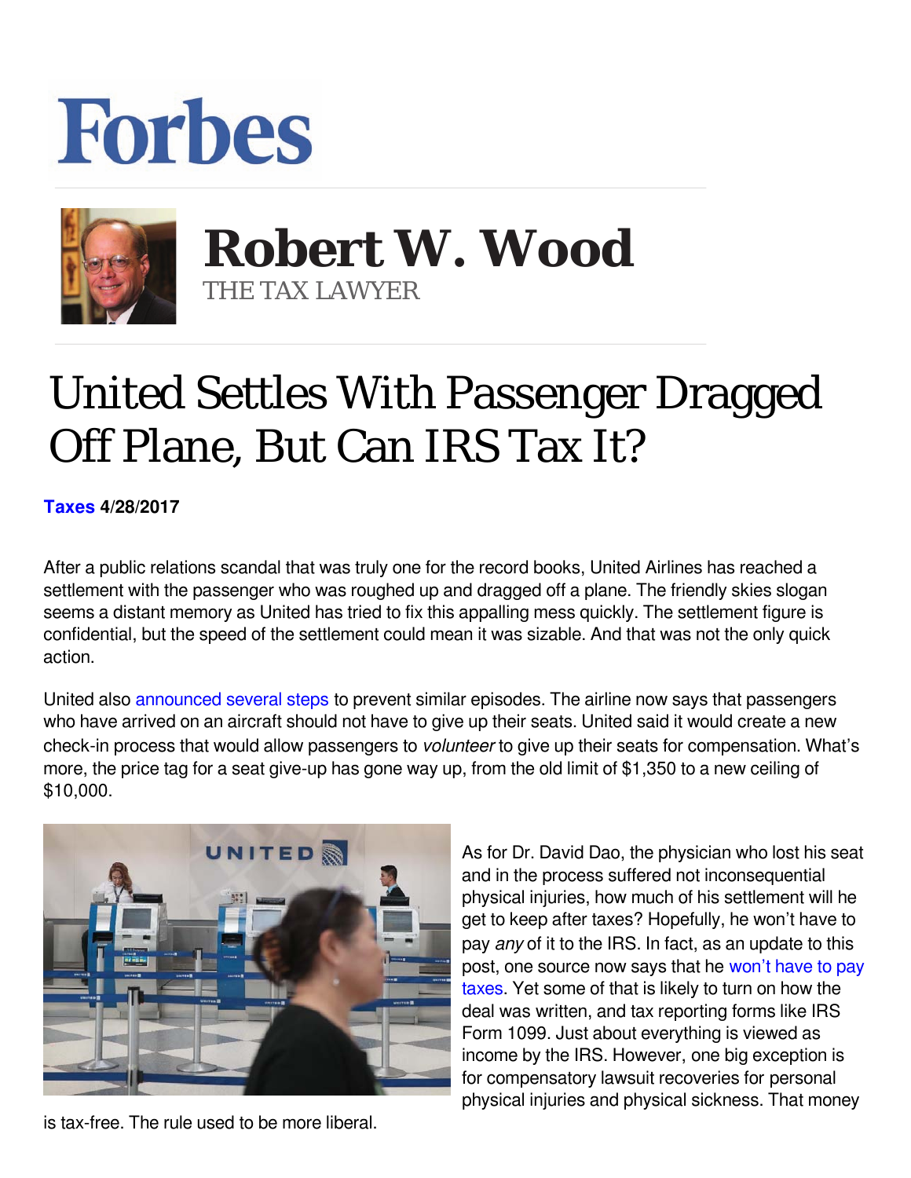# Forbes

## Robert W. Wood
THE TAX LAWYER

# United Settles With Passenger Dragged Off Plane, But Can IRS Tax It?

**Taxes 4/28/2017**

After a public relations scandal that was truly one for the record books, United Airlines has reached a settlement with the passenger who was roughed up and dragged off a plane. The friendly skies slogan seems a distant memory as United has tried to fix this appalling mess quickly. The settlement figure is confidential, but the speed of the settlement could mean it was sizable. And that was not the only quick action.

United also announced several steps to prevent similar episodes. The airline now says that passengers who have arrived on an aircraft should not have to give up their seats. United said it would create a new check-in process that would allow passengers to *volunteer* to give up their seats for compensation. What's more, the price tag for a seat give-up has gone way up, from the old limit of $1,350 to a new ceiling of $10,000.

As for Dr. David Dao, the physician who lost his seat and in the process suffered not inconsequential physical injuries, how much of his settlement will he get to keep after taxes? Hopefully, he won't have to pay *any* of it to the IRS. In fact, as an update to this post, one source now says that he won't have to pay taxes. Yet some of that is likely to turn on how the deal was written, and tax reporting forms like IRS Form 1099. Just about everything is viewed as income by the IRS. However, one big exception is for compensatory lawsuit recoveries for personal physical injuries and physical sickness. That money is tax-free. The rule used to be more liberal.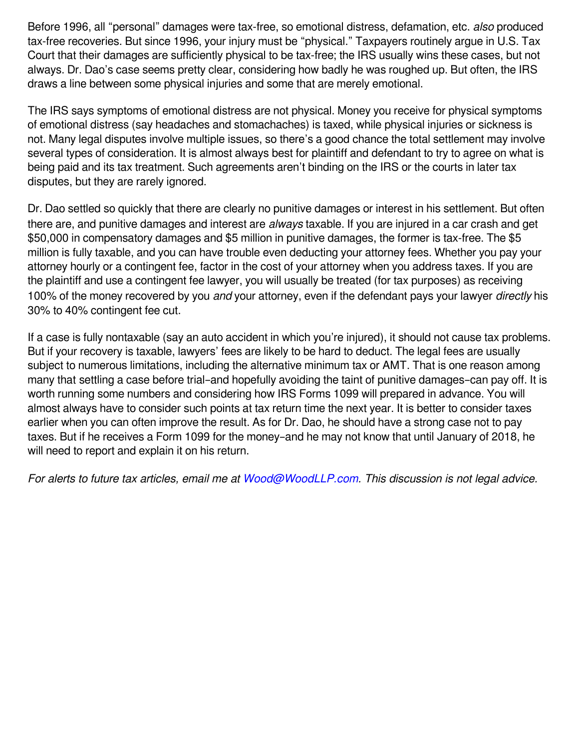Before 1996, all “personal” damages were tax-free, so emotional distress, defamation, etc. *also* produced tax-free recoveries. But since 1996, your injury must be “physical.” Taxpayers routinely argue in U.S. Tax Court that their damages are sufficiently physical to be tax-free; the IRS usually wins these cases, but not always. Dr. Dao’s case seems pretty clear, considering how badly he was roughed up. But often, the IRS draws a line between some physical injuries and some that are merely emotional.

The IRS says symptoms of emotional distress are not physical. Money you receive for physical symptoms of emotional distress (say headaches and stomachaches) is taxed, while physical injuries or sickness is not. Many legal disputes involve multiple issues, so there’s a good chance the total settlement may involve several types of consideration. It is almost always best for plaintiff and defendant to try to agree on what is being paid and its tax treatment. Such agreements aren’t binding on the IRS or the courts in later tax disputes, but they are rarely ignored.

Dr. Dao settled so quickly that there are clearly no punitive damages or interest in his settlement. But often there are, and punitive damages and interest are *always* taxable. If you are injured in a car crash and get $50,000 in compensatory damages and $5 million in punitive damages, the former is tax-free. The $5 million is fully taxable, and you can have trouble even deducting your attorney fees. Whether you pay your attorney hourly or a contingent fee, factor in the cost of your attorney when you address taxes. If you are the plaintiff and use a contingent fee lawyer, you will usually be treated (for tax purposes) as receiving 100% of the money recovered by you *and* your attorney, even if the defendant pays your lawyer *directly* his 30% to 40% contingent fee cut.

If a case is fully nontaxable (say an auto accident in which you’re injured), it should not cause tax problems. But if your recovery is taxable, lawyers’ fees are likely to be hard to deduct. The legal fees are usually subject to numerous limitations, including the alternative minimum tax or AMT. That is one reason among many that settling a case before trial–and hopefully avoiding the taint of punitive damages–can pay off. It is worth running some numbers and considering how IRS Forms 1099 will prepared in advance. You will almost always have to consider such points at tax return time the next year. It is better to consider taxes earlier when you can often improve the result. As for Dr. Dao, he should have a strong case not to pay taxes. But if he receives a Form 1099 for the money–and he may not know that until January of 2018, he will need to report and explain it on his return.

*For alerts to future tax articles, email me at Wood@WoodLLP.com. This discussion is not legal advice.*